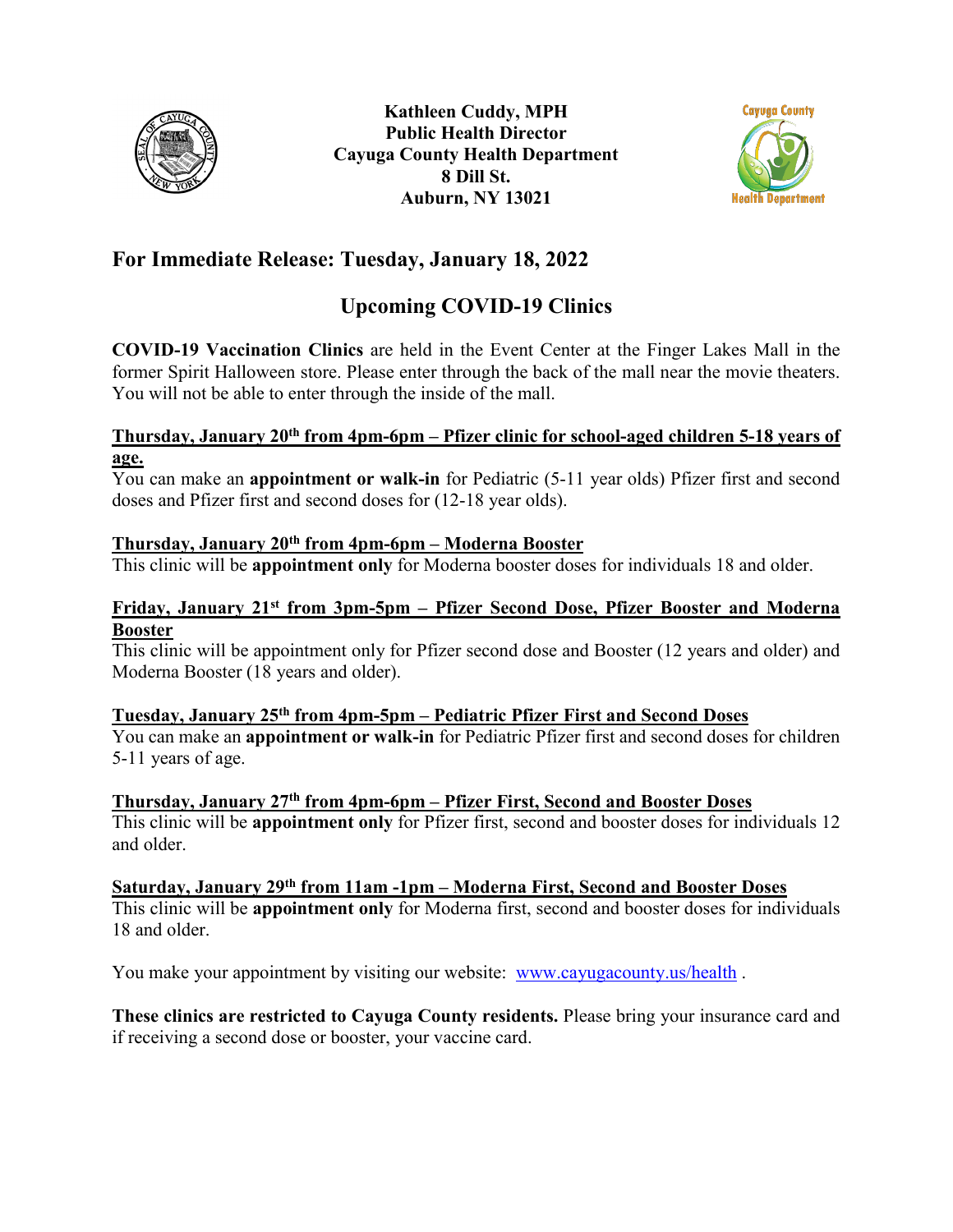**Kathleen Cuddy, MPH**
**Public Health Director**
**Cayuga County Health Department**
**8 Dill St.**
**Auburn, NY 13021**

## For Immediate Release: Tuesday, January 18, 2022

## Upcoming COVID-19 Clinics

**COVID-19 Vaccination Clinics** are held in the Event Center at the Finger Lakes Mall in the former Spirit Halloween store. Please enter through the back of the mall near the movie theaters. You will not be able to enter through the inside of the mall.

**Thursday, January 20th from 4pm-6pm – Pfizer clinic for school-aged children 5-18 years of age.**
You can make an **appointment or walk-in** for Pediatric (5-11 year olds) Pfizer first and second doses and Pfizer first and second doses for (12-18 year olds).

**Thursday, January 20th from 4pm-6pm – Moderna Booster**
This clinic will be **appointment only** for Moderna booster doses for individuals 18 and older.

**Friday, January 21st from 3pm-5pm – Pfizer Second Dose, Pfizer Booster and Moderna Booster**
This clinic will be appointment only for Pfizer second dose and Booster (12 years and older) and Moderna Booster (18 years and older).

**Tuesday, January 25th from 4pm-5pm – Pediatric Pfizer First and Second Doses**
You can make an **appointment or walk-in** for Pediatric Pfizer first and second doses for children 5-11 years of age.

**Thursday, January 27th from 4pm-6pm – Pfizer First, Second and Booster Doses**
This clinic will be **appointment only** for Pfizer first, second and booster doses for individuals 12 and older.

**Saturday, January 29th from 11am -1pm – Moderna First, Second and Booster Doses**
This clinic will be **appointment only** for Moderna first, second and booster doses for individuals 18 and older.

You make your appointment by visiting our website: www.cayugacounty.us/health .

**These clinics are restricted to Cayuga County residents.** Please bring your insurance card and if receiving a second dose or booster, your vaccine card.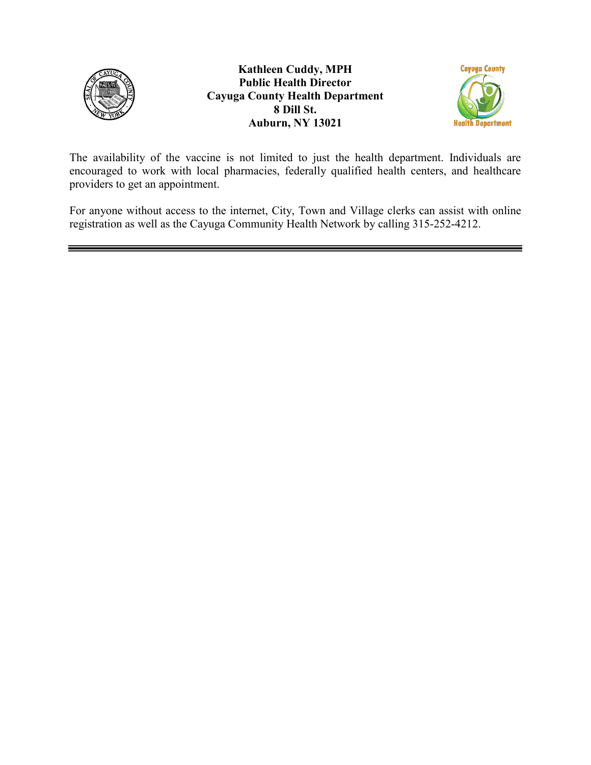**Kathleen Cuddy, MPH**
**Public Health Director**
**Cayuga County Health Department**
**8 Dill St.**
**Auburn, NY 13021**

The availability of the vaccine is not limited to just the health department. Individuals are encouraged to work with local pharmacies, federally qualified health centers, and healthcare providers to get an appointment.

For anyone without access to the internet, City, Town and Village clerks can assist with online registration as well as the Cayuga Community Health Network by calling 315-252-4212.

---